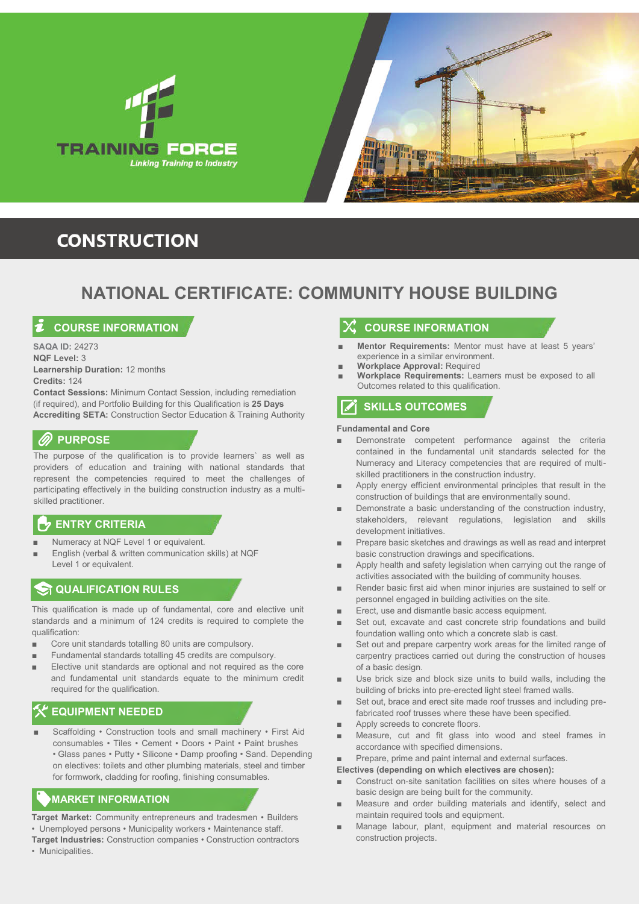TRAINING FORCE
*Linking Training to Industry*

# CONSTRUCTION

## NATIONAL CERTIFICATE: COMMUNITY HOUSE BUILDING

### COURSE INFORMATION

**SAQA ID:** 24273
**NQF Level:** 3
**Learnership Duration:** 12 months
**Credits:** 124
**Contact Sessions:** Minimum Contact Session, including remediation (if required), and Portfolio Building for this Qualification is **25 Days**
**Accrediting SETA:** Construction Sector Education & Training Authority

### PURPOSE

The purpose of the qualification is to provide learners` as well as providers of education and training with national standards that represent the competencies required to meet the challenges of participating effectively in the building construction industry as a multi-skilled practitioner.

### ENTRY CRITERIA

- Numeracy at NQF Level 1 or equivalent.
- English (verbal & written communication skills) at NQF Level 1 or equivalent.

### QUALIFICATION RULES

This qualification is made up of fundamental, core and elective unit standards and a minimum of 124 credits is required to complete the qualification:

- Core unit standards totalling 80 units are compulsory.
- Fundamental standards totalling 45 credits are compulsory.
- Elective unit standards are optional and not required as the core and fundamental unit standards equate to the minimum credit required for the qualification.

### EQUIPMENT NEEDED

- Scaffolding • Construction tools and small machinery • First Aid consumables • Tiles • Cement • Doors • Paint • Paint brushes • Glass panes • Putty • Silicone • Damp proofing • Sand. Depending on electives: toilets and other plumbing materials, steel and timber for formwork, cladding for roofing, finishing consumables.

### MARKET INFORMATION

**Target Market:** Community entrepreneurs and tradesmen • Builders • Unemployed persons • Municipality workers • Maintenance staff.
**Target Industries:** Construction companies • Construction contractors • Municipalities.

### COURSE INFORMATION

- **Mentor Requirements:** Mentor must have at least 5 years' experience in a similar environment.
- **Workplace Approval:** Required
- **Workplace Requirements:** Learners must be exposed to all Outcomes related to this qualification.

### SKILLS OUTCOMES

**Fundamental and Core**

- Demonstrate competent performance against the criteria contained in the fundamental unit standards selected for the Numeracy and Literacy competencies that are required of multi-skilled practitioners in the construction industry.
- Apply energy efficient environmental principles that result in the construction of buildings that are environmentally sound.
- Demonstrate a basic understanding of the construction industry, stakeholders, relevant regulations, legislation and skills development initiatives.
- Prepare basic sketches and drawings as well as read and interpret basic construction drawings and specifications.
- Apply health and safety legislation when carrying out the range of activities associated with the building of community houses.
- Render basic first aid when minor injuries are sustained to self or personnel engaged in building activities on the site.
- Erect, use and dismantle basic access equipment.
- Set out, excavate and cast concrete strip foundations and build foundation walling onto which a concrete slab is cast.
- Set out and prepare carpentry work areas for the limited range of carpentry practices carried out during the construction of houses of a basic design.
- Use brick size and block size units to build walls, including the building of bricks into pre-erected light steel framed walls.
- Set out, brace and erect site made roof trusses and including pre-fabricated roof trusses where these have been specified.
- Apply screeds to concrete floors.
- Measure, cut and fit glass into wood and steel frames in accordance with specified dimensions.
- Prepare, prime and paint internal and external surfaces.

**Electives (depending on which electives are chosen):**

- Construct on-site sanitation facilities on sites where houses of a basic design are being built for the community.
- Measure and order building materials and identify, select and maintain required tools and equipment.
- Manage labour, plant, equipment and material resources on construction projects.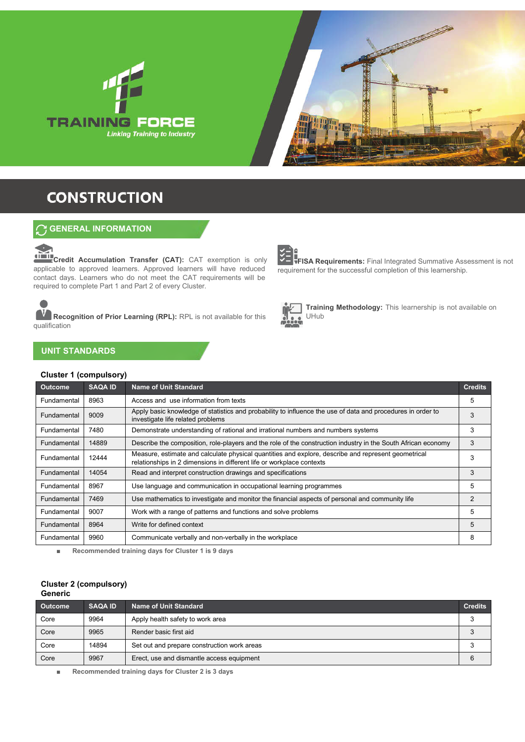TRAINING FORCE
*Linking Training to Industry*

# CONSTRUCTION

## GENERAL INFORMATION

**Credit Accumulation Transfer (CAT):** CAT exemption is only applicable to approved learners. Approved learners will have reduced contact days. Learners who do not meet the CAT requirements will be required to complete Part 1 and Part 2 of every Cluster.

**Recognition of Prior Learning (RPL):** RPL is not available for this qualification

**FISA Requirements:** Final Integrated Summative Assessment is not requirement for the successful completion of this learnership.

**Training Methodology:** This learnership is not available on UHub

## UNIT STANDARDS

### Cluster 1 (compulsory)

| Outcome | SAQA ID | Name of Unit Standard | Credits |
|---|---|---|---|
| Fundamental | 8963 | Access and use information from texts | 5 |
| Fundamental | 9009 | Apply basic knowledge of statistics and probability to influence the use of data and procedures in order to investigate life related problems | 3 |
| Fundamental | 7480 | Demonstrate understanding of rational and irrational numbers and numbers systems | 3 |
| Fundamental | 14889 | Describe the composition, role-players and the role of the construction industry in the South African economy | 3 |
| Fundamental | 12444 | Measure, estimate and calculate physical quantities and explore, describe and represent geometrical relationships in 2 dimensions in different life or workplace contexts | 3 |
| Fundamental | 14054 | Read and interpret construction drawings and specifications | 3 |
| Fundamental | 8967 | Use language and communication in occupational learning programmes | 5 |
| Fundamental | 7469 | Use mathematics to investigate and monitor the financial aspects of personal and community life | 2 |
| Fundamental | 9007 | Work with a range of patterns and functions and solve problems | 5 |
| Fundamental | 8964 | Write for defined context | 5 |
| Fundamental | 9960 | Communicate verbally and non-verbally in the workplace | 8 |

- Recommended training days for Cluster 1 is 9 days

### Cluster 2 (compulsory)
### Generic

| Outcome | SAQA ID | Name of Unit Standard | Credits |
|---|---|---|---|
| Core | 9964 | Apply health safety to work area | 3 |
| Core | 9965 | Render basic first aid | 3 |
| Core | 14894 | Set out and prepare construction work areas | 3 |
| Core | 9967 | Erect, use and dismantle access equipment | 6 |

- Recommended training days for Cluster 2 is 3 days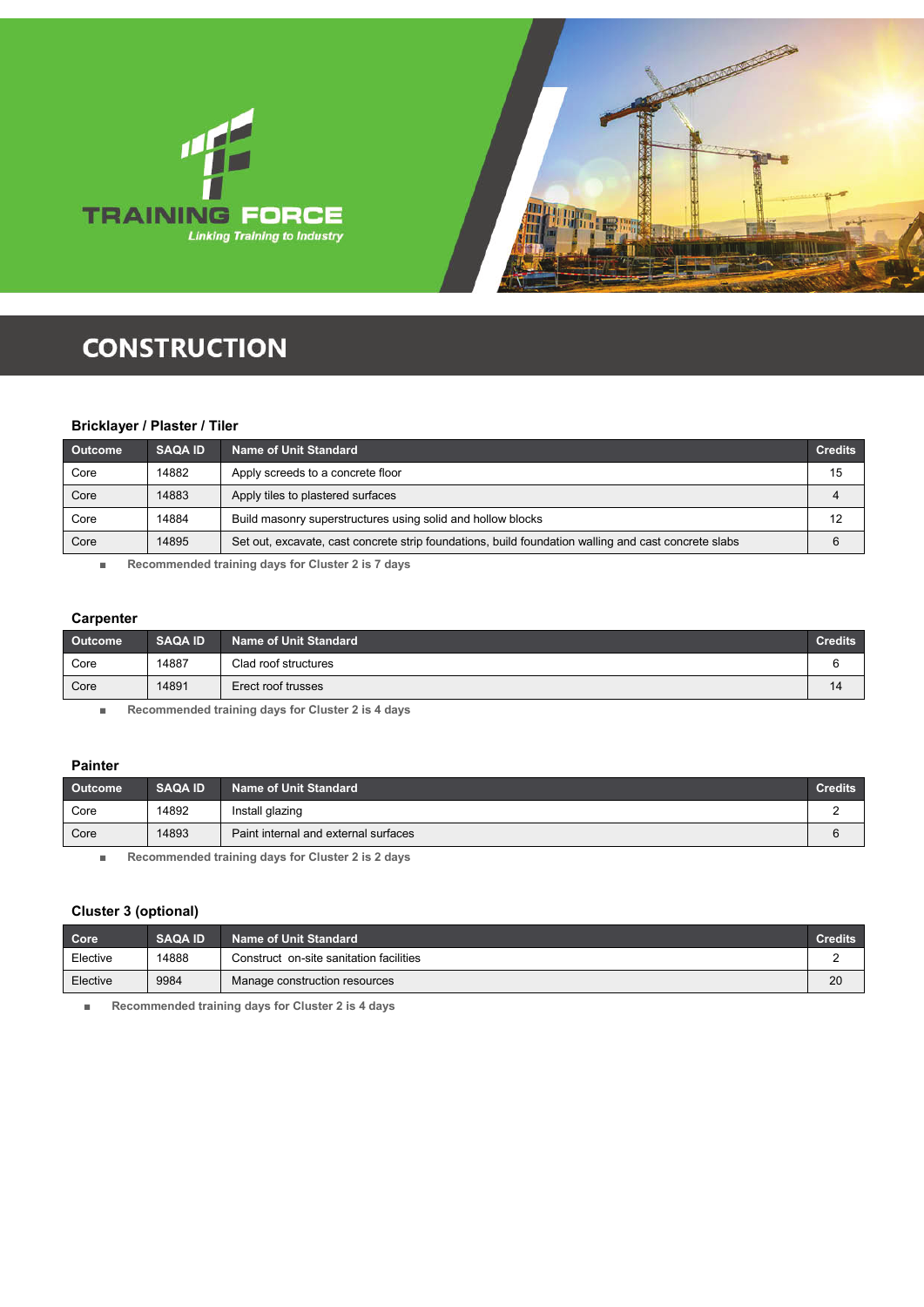TRAINING FORCE

*Linking Training to Industry*

# CONSTRUCTION

### Bricklayer / Plaster / Tiler

| Outcome | SAQA ID | Name of Unit Standard | Credits |
|---|---|---|---|
| Core | 14882 | Apply screeds to a concrete floor | 15 |
| Core | 14883 | Apply tiles to plastered surfaces | 4 |
| Core | 14884 | Build masonry superstructures using solid and hollow blocks | 12 |
| Core | 14895 | Set out, excavate, cast concrete strip foundations, build foundation walling and cast concrete slabs | 6 |

- **Recommended training days for Cluster 2 is 7 days**

### Carpenter

| Outcome | SAQA ID | Name of Unit Standard | Credits |
|---|---|---|---|
| Core | 14887 | Clad roof structures | 6 |
| Core | 14891 | Erect roof trusses | 14 |

- **Recommended training days for Cluster 2 is 4 days**

### Painter

| Outcome | SAQA ID | Name of Unit Standard | Credits |
|---|---|---|---|
| Core | 14892 | Install glazing | 2 |
| Core | 14893 | Paint internal and external surfaces | 6 |

- **Recommended training days for Cluster 2 is 2 days**

### Cluster 3 (optional)

| Core | SAQA ID | Name of Unit Standard | Credits |
|---|---|---|---|
| Elective | 14888 | Construct on-site sanitation facilities | 2 |
| Elective | 9984 | Manage construction resources | 20 |

- **Recommended training days for Cluster 2 is 4 days**